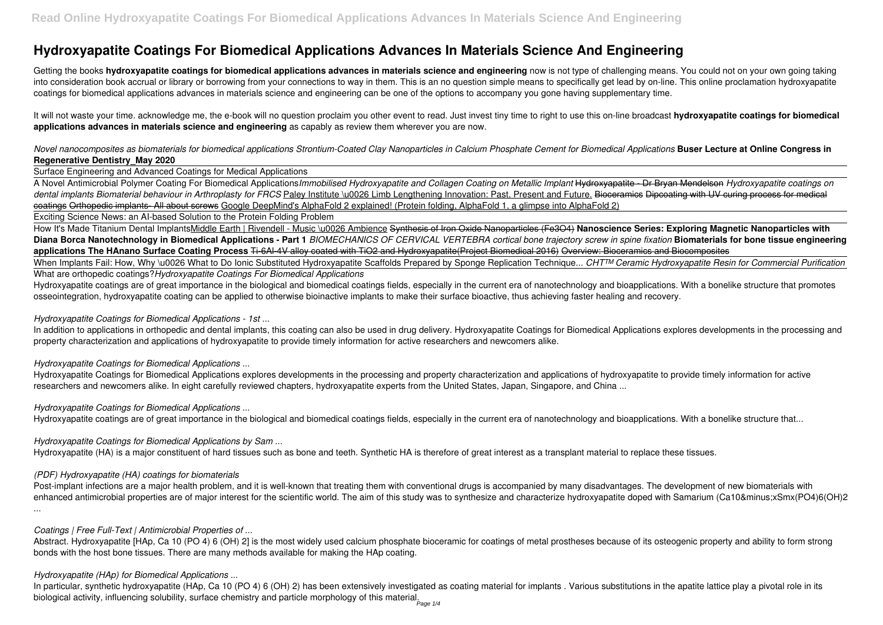# Hydroxyapatite Coatings For Biomedical Applications Advances In Materials Science And Engineering

Getting the books **hydroxyapatite coatings for biomedical applications advances in materials science and engineering** now is not type of challenging means. You could not on your own going taking into consideration book accrual or library or borrowing from your connections to way in them. This is an no question simple means to specifically get lead by on-line. This online proclamation hydroxyapatite coatings for biomedical applications advances in materials science and engineering can be one of the options to accompany you gone having supplementary time.

It will not waste your time. acknowledge me, the e-book will no question proclaim you other event to read. Just invest tiny time to right to use this on-line broadcast **hydroxyapatite coatings for biomedical applications advances in materials science and engineering** as capably as review them wherever you are now.

*Novel nanocomposites as biomaterials for biomedical applications Strontium-Coated Clay Nanoparticles in Calcium Phosphate Cement for Biomedical Applications* **Buser Lecture at Online Congress in Regenerative Dentistry_May 2020**

Surface Engineering and Advanced Coatings for Medical Applications

A Novel Antimicrobial Polymer Coating For Biomedical Applications*Immobilised Hydroxyapatite and Collagen Coating on Metallic Implant* ~~Hydroxyapatite - Dr Bryan Mendelson~~ *Hydroxyapatite coatings on dental implants Biomaterial behaviour in Arthroplasty for FRCS* Paley Institute \u0026 Limb Lengthening Innovation: Past, Present and Future. ~~Bioceramics~~ ~~Dipcoating with UV curing process for medical coatings~~ ~~Orthopedic implants- All about screws~~ Google DeepMind's AlphaFold 2 explained! (Protein folding, AlphaFold 1, a glimpse into AlphaFold 2)

Exciting Science News: an AI-based Solution to the Protein Folding Problem

How It's Made Titanium Dental ImplantsMiddle Earth | Rivendell - Music \u0026 Ambience ~~Synthesis of Iron Oxide Nanoparticles (Fe3O4)~~ **Nanoscience Series: Exploring Magnetic Nanoparticles with Diana Borca Nanotechnology in Biomedical Applications - Part 1** *BIOMECHANICS OF CERVICAL VERTEBRA cortical bone trajectory screw in spine fixation* **Biomaterials for bone tissue engineering applications The HAnano Surface Coating Process** ~~Ti-6Al-4V alloy coated with TiO2 and Hydroxyapatite(Project Biomedical 2016)~~ ~~Overview: Bioceramics and Biocomposites~~

When Implants Fail: How, Why \u0026 What to Do Ionic Substituted Hydroxyapatite Scaffolds Prepared by Sponge Replication Technique... *CHT™ Ceramic Hydroxyapatite Resin for Commercial Purification*

What are orthopedic coatings?*Hydroxyapatite Coatings For Biomedical Applications*

Hydroxyapatite coatings are of great importance in the biological and biomedical coatings fields, especially in the current era of nanotechnology and bioapplications. With a bonelike structure that promotes osseointegration, hydroxyapatite coating can be applied to otherwise bioinactive implants to make their surface bioactive, thus achieving faster healing and recovery.

*Hydroxyapatite Coatings for Biomedical Applications - 1st ...*

In addition to applications in orthopedic and dental implants, this coating can also be used in drug delivery. Hydroxyapatite Coatings for Biomedical Applications explores developments in the processing and property characterization and applications of hydroxyapatite to provide timely information for active researchers and newcomers alike.

*Hydroxyapatite Coatings for Biomedical Applications ...*

Hydroxyapatite Coatings for Biomedical Applications explores developments in the processing and property characterization and applications of hydroxyapatite to provide timely information for active researchers and newcomers alike. In eight carefully reviewed chapters, hydroxyapatite experts from the United States, Japan, Singapore, and China ...

*Hydroxyapatite Coatings for Biomedical Applications ...*

Hydroxyapatite coatings are of great importance in the biological and biomedical coatings fields, especially in the current era of nanotechnology and bioapplications. With a bonelike structure that...

*Hydroxyapatite Coatings for Biomedical Applications by Sam ...*

Hydroxyapatite (HA) is a major constituent of hard tissues such as bone and teeth. Synthetic HA is therefore of great interest as a transplant material to replace these tissues.

*(PDF) Hydroxyapatite (HA) coatings for biomaterials*

Post-implant infections are a major health problem, and it is well-known that treating them with conventional drugs is accompanied by many disadvantages. The development of new biomaterials with enhanced antimicrobial properties are of major interest for the scientific world. The aim of this study was to synthesize and characterize hydroxyapatite doped with Samarium (Ca10&minus;xSmx(PO4)6(OH)2 ...

*Coatings | Free Full-Text | Antimicrobial Properties of ...*

Abstract. Hydroxyapatite [HAp, Ca 10 (PO 4) 6 (OH) 2] is the most widely used calcium phosphate bioceramic for coatings of metal prostheses because of its osteogenic property and ability to form strong bonds with the host bone tissues. There are many methods available for making the HAp coating.

*Hydroxyapatite (HAp) for Biomedical Applications ...*

In particular, synthetic hydroxyapatite (HAp, Ca 10 (PO 4) 6 (OH) 2) has been extensively investigated as coating material for implants . Various substitutions in the apatite lattice play a pivotal role in its biological activity, influencing solubility, surface chemistry and particle morphology of this material.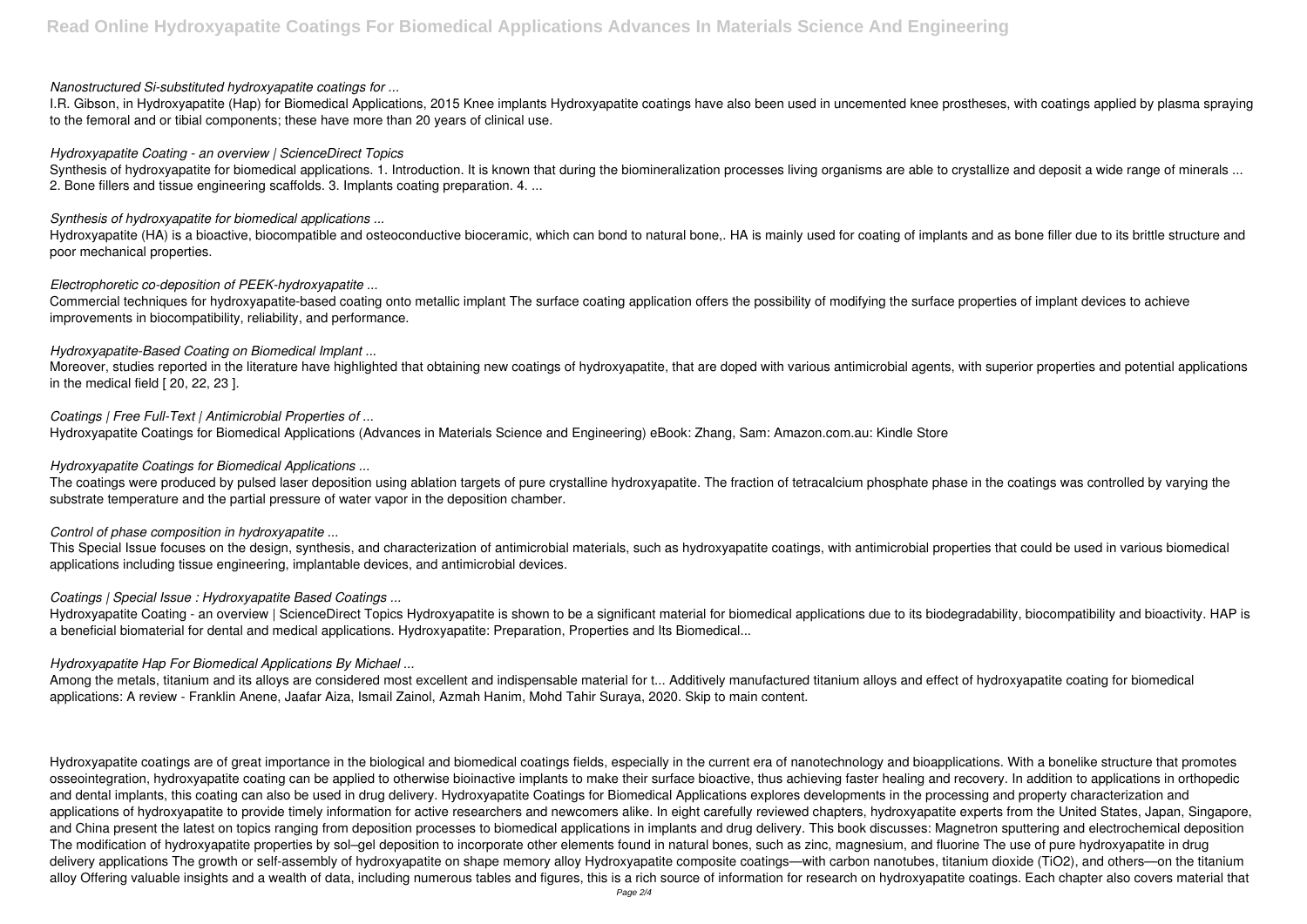*Nanostructured Si-substituted hydroxyapatite coatings for ...*

I.R. Gibson, in Hydroxyapatite (Hap) for Biomedical Applications, 2015 Knee implants Hydroxyapatite coatings have also been used in uncemented knee prostheses, with coatings applied by plasma spraying to the femoral and or tibial components; these have more than 20 years of clinical use.

*Hydroxyapatite Coating - an overview | ScienceDirect Topics*

Synthesis of hydroxyapatite for biomedical applications. 1. Introduction. It is known that during the biomineralization processes living organisms are able to crystallize and deposit a wide range of minerals ... 2. Bone fillers and tissue engineering scaffolds. 3. Implants coating preparation. 4. ...

*Synthesis of hydroxyapatite for biomedical applications ...*

Hydroxyapatite (HA) is a bioactive, biocompatible and osteoconductive bioceramic, which can bond to natural bone,. HA is mainly used for coating of implants and as bone filler due to its brittle structure and poor mechanical properties.

*Electrophoretic co-deposition of PEEK-hydroxyapatite ...*

Commercial techniques for hydroxyapatite-based coating onto metallic implant The surface coating application offers the possibility of modifying the surface properties of implant devices to achieve improvements in biocompatibility, reliability, and performance.

*Hydroxyapatite-Based Coating on Biomedical Implant ...*

Moreover, studies reported in the literature have highlighted that obtaining new coatings of hydroxyapatite, that are doped with various antimicrobial agents, with superior properties and potential applications in the medical field [ 20, 22, 23 ].

*Coatings | Free Full-Text | Antimicrobial Properties of ...*

Hydroxyapatite Coatings for Biomedical Applications (Advances in Materials Science and Engineering) eBook: Zhang, Sam: Amazon.com.au: Kindle Store

*Hydroxyapatite Coatings for Biomedical Applications ...*

The coatings were produced by pulsed laser deposition using ablation targets of pure crystalline hydroxyapatite. The fraction of tetracalcium phosphate phase in the coatings was controlled by varying the substrate temperature and the partial pressure of water vapor in the deposition chamber.

*Control of phase composition in hydroxyapatite ...*

This Special Issue focuses on the design, synthesis, and characterization of antimicrobial materials, such as hydroxyapatite coatings, with antimicrobial properties that could be used in various biomedical applications including tissue engineering, implantable devices, and antimicrobial devices.

*Coatings | Special Issue : Hydroxyapatite Based Coatings ...*

Hydroxyapatite Coating - an overview | ScienceDirect Topics Hydroxyapatite is shown to be a significant material for biomedical applications due to its biodegradability, biocompatibility and bioactivity. HAP is a beneficial biomaterial for dental and medical applications. Hydroxyapatite: Preparation, Properties and Its Biomedical...

*Hydroxyapatite Hap For Biomedical Applications By Michael ...*

Among the metals, titanium and its alloys are considered most excellent and indispensable material for t... Additively manufactured titanium alloys and effect of hydroxyapatite coating for biomedical applications: A review - Franklin Anene, Jaafar Aiza, Ismail Zainol, Azmah Hanim, Mohd Tahir Suraya, 2020. Skip to main content.

Hydroxyapatite coatings are of great importance in the biological and biomedical coatings fields, especially in the current era of nanotechnology and bioapplications. With a bonelike structure that promotes osseointegration, hydroxyapatite coating can be applied to otherwise bioinactive implants to make their surface bioactive, thus achieving faster healing and recovery. In addition to applications in orthopedic and dental implants, this coating can also be used in drug delivery. Hydroxyapatite Coatings for Biomedical Applications explores developments in the processing and property characterization and applications of hydroxyapatite to provide timely information for active researchers and newcomers alike. In eight carefully reviewed chapters, hydroxyapatite experts from the United States, Japan, Singapore, and China present the latest on topics ranging from deposition processes to biomedical applications in implants and drug delivery. This book discusses: Magnetron sputtering and electrochemical deposition The modification of hydroxyapatite properties by sol–gel deposition to incorporate other elements found in natural bones, such as zinc, magnesium, and fluorine The use of pure hydroxyapatite in drug delivery applications The growth or self-assembly of hydroxyapatite on shape memory alloy Hydroxyapatite composite coatings—with carbon nanotubes, titanium dioxide ($TiO_2$), and others—on the titanium alloy Offering valuable insights and a wealth of data, including numerous tables and figures, this is a rich source of information for research on hydroxyapatite coatings. Each chapter also covers material that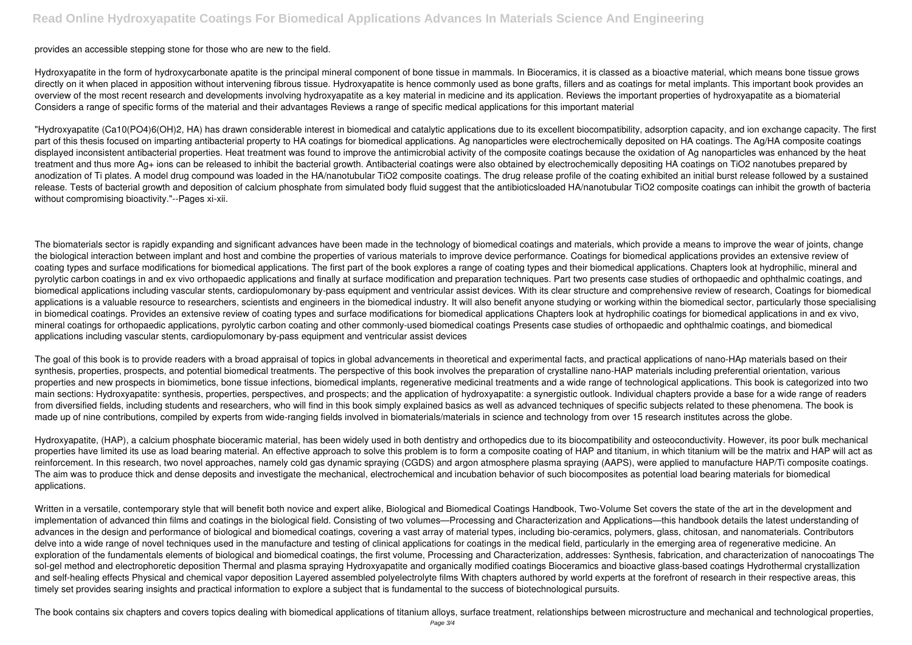provides an accessible stepping stone for those who are new to the field.

Hydroxyapatite in the form of hydroxycarbonate apatite is the principal mineral component of bone tissue in mammals. In Bioceramics, it is classed as a bioactive material, which means bone tissue grows directly on it when placed in apposition without intervening fibrous tissue. Hydroxyapatite is hence commonly used as bone grafts, fillers and as coatings for metal implants. This important book provides an overview of the most recent research and developments involving hydroxyapatite as a key material in medicine and its application. Reviews the important properties of hydroxyapatite as a biomaterial Considers a range of specific forms of the material and their advantages Reviews a range of specific medical applications for this important material

"Hydroxyapatite ($Ca_{10}(PO_4)_6(OH)_2$, HA) has drawn considerable interest in biomedical and catalytic applications due to its excellent biocompatibility, adsorption capacity, and ion exchange capacity. The first part of this thesis focused on imparting antibacterial property to HA coatings for biomedical applications. Ag nanoparticles were electrochemically deposited on HA coatings. The Ag/HA composite coatings displayed inconsistent antibacterial properties. Heat treatment was found to improve the antimicrobial activity of the composite coatings because the oxidation of Ag nanoparticles was enhanced by the heat treatment and thus more $Ag^+$ ions can be released to inhibit the bacterial growth. Antibacterial coatings were also obtained by electrochemically depositing HA coatings on $TiO_2$ nanotubes prepared by anodization of Ti plates. A model drug compound was loaded in the HA/nanotubular $TiO_2$ composite coatings. The drug release profile of the coating exhibited an initial burst release followed by a sustained release. Tests of bacterial growth and deposition of calcium phosphate from simulated body fluid suggest that the antibioticsloaded HA/nanotubular $TiO_2$ composite coatings can inhibit the growth of bacteria without compromising bioactivity."--Pages xi-xii.

The biomaterials sector is rapidly expanding and significant advances have been made in the technology of biomedical coatings and materials, which provide a means to improve the wear of joints, change the biological interaction between implant and host and combine the properties of various materials to improve device performance. Coatings for biomedical applications provides an extensive review of coating types and surface modifications for biomedical applications. The first part of the book explores a range of coating types and their biomedical applications. Chapters look at hydrophilic, mineral and pyrolytic carbon coatings in and ex vivo orthopaedic applications and finally at surface modification and preparation techniques. Part two presents case studies of orthopaedic and ophthalmic coatings, and biomedical applications including vascular stents, cardiopulomonary by-pass equipment and ventricular assist devices. With its clear structure and comprehensive review of research, Coatings for biomedical applications is a valuable resource to researchers, scientists and engineers in the biomedical industry. It will also benefit anyone studying or working within the biomedical sector, particularly those specialising in biomedical coatings. Provides an extensive review of coating types and surface modifications for biomedical applications Chapters look at hydrophilic coatings for biomedical applications in and ex vivo, mineral coatings for orthopaedic applications, pyrolytic carbon coating and other commonly-used biomedical coatings Presents case studies of orthopaedic and ophthalmic coatings, and biomedical applications including vascular stents, cardiopulomonary by-pass equipment and ventricular assist devices

The goal of this book is to provide readers with a broad appraisal of topics in global advancements in theoretical and experimental facts, and practical applications of nano-HAp materials based on their synthesis, properties, prospects, and potential biomedical treatments. The perspective of this book involves the preparation of crystalline nano-HAP materials including preferential orientation, various properties and new prospects in biomimetics, bone tissue infections, biomedical implants, regenerative medicinal treatments and a wide range of technological applications. This book is categorized into two main sections: Hydroxyapatite: synthesis, properties, perspectives, and prospects; and the application of hydroxyapatite: a synergistic outlook. Individual chapters provide a base for a wide range of readers from diversified fields, including students and researchers, who will find in this book simply explained basics as well as advanced techniques of specific subjects related to these phenomena. The book is made up of nine contributions, compiled by experts from wide-ranging fields involved in biomaterials/materials in science and technology from over 15 research institutes across the globe.

Hydroxyapatite, (HAP), a calcium phosphate bioceramic material, has been widely used in both dentistry and orthopedics due to its biocompatibility and osteoconductivity. However, its poor bulk mechanical properties have limited its use as load bearing material. An effective approach to solve this problem is to form a composite coating of HAP and titanium, in which titanium will be the matrix and HAP will act as reinforcement. In this research, two novel approaches, namely cold gas dynamic spraying (CGDS) and argon atmosphere plasma spraying (AAPS), were applied to manufacture HAP/Ti composite coatings. The aim was to produce thick and dense deposits and investigate the mechanical, electrochemical and incubation behavior of such biocomposites as potential load bearing materials for biomedical applications.

Written in a versatile, contemporary style that will benefit both novice and expert alike, Biological and Biomedical Coatings Handbook, Two-Volume Set covers the state of the art in the development and implementation of advanced thin films and coatings in the biological field. Consisting of two volumes—Processing and Characterization and Applications—this handbook details the latest understanding of advances in the design and performance of biological and biomedical coatings, covering a vast array of material types, including bio-ceramics, polymers, glass, chitosan, and nanomaterials. Contributors delve into a wide range of novel techniques used in the manufacture and testing of clinical applications for coatings in the medical field, particularly in the emerging area of regenerative medicine. An exploration of the fundamentals elements of biological and biomedical coatings, the first volume, Processing and Characterization, addresses: Synthesis, fabrication, and characterization of nanocoatings The sol-gel method and electrophoretic deposition Thermal and plasma spraying Hydroxyapatite and organically modified coatings Bioceramics and bioactive glass-based coatings Hydrothermal crystallization and self-healing effects Physical and chemical vapor deposition Layered assembled polyelectrolyte films With chapters authored by world experts at the forefront of research in their respective areas, this timely set provides searing insights and practical information to explore a subject that is fundamental to the success of biotechnological pursuits.

The book contains six chapters and covers topics dealing with biomedical applications of titanium alloys, surface treatment, relationships between microstructure and mechanical and technological properties,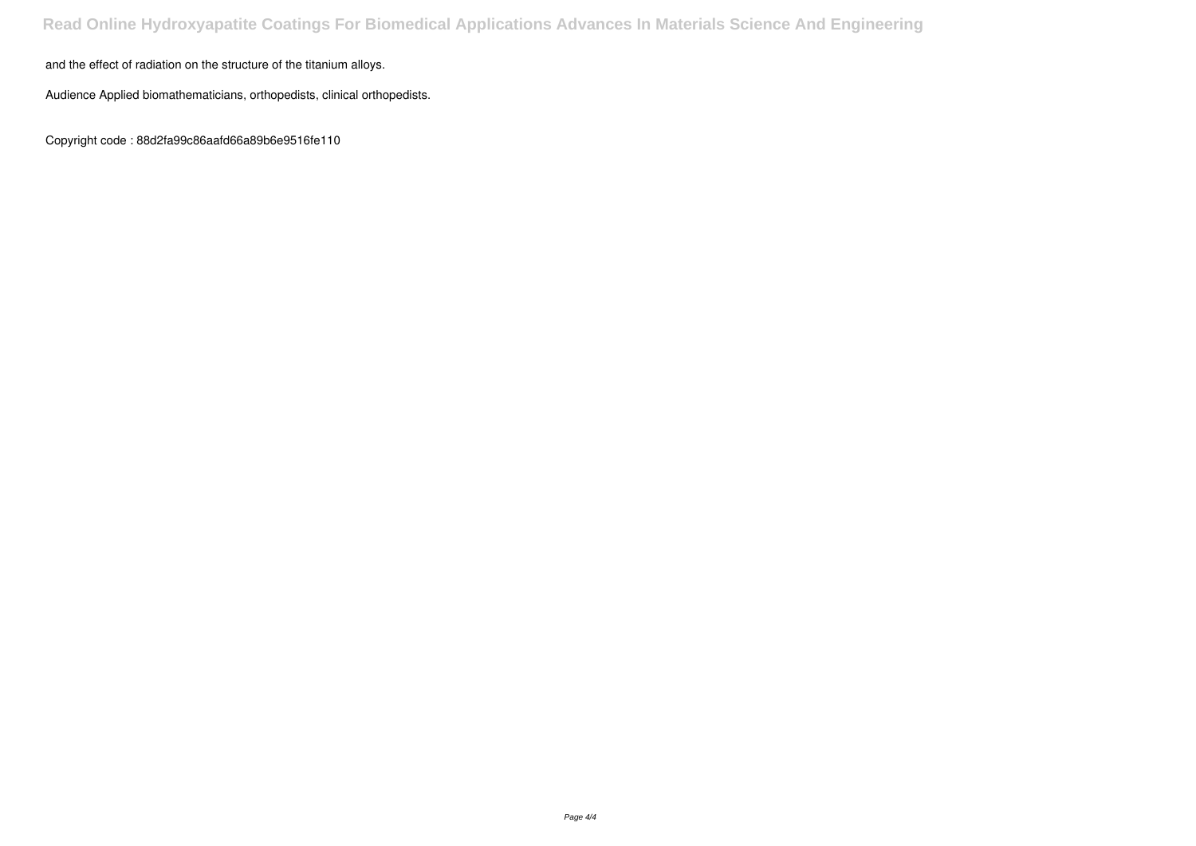and the effect of radiation on the structure of the titanium alloys.

Audience Applied biomathematicians, orthopedists, clinical orthopedists.

Copyright code : 88d2fa99c86aafd66a89b6e9516fe110